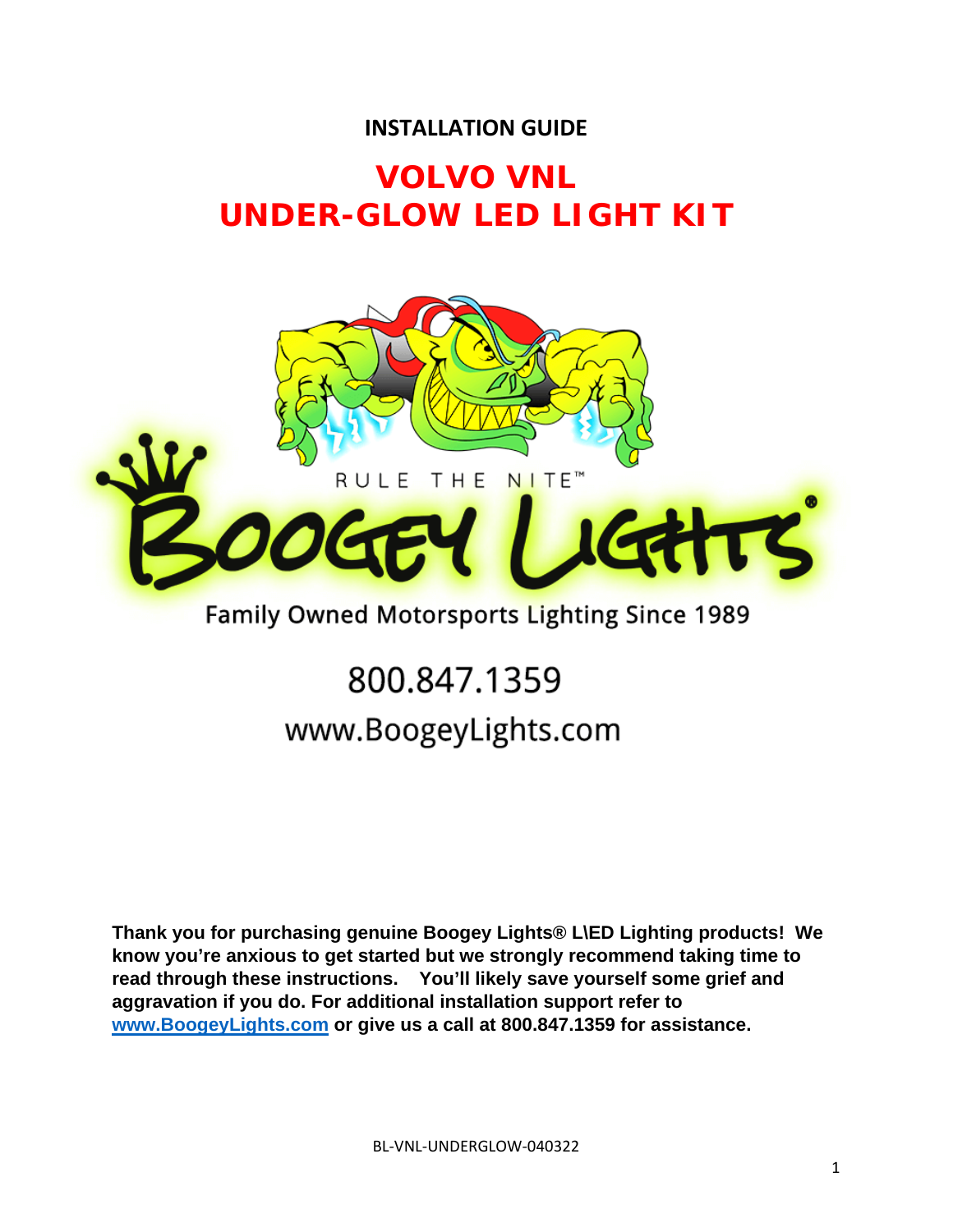**INSTALLATION GUIDE**

# VOLVO VNL
# UNDER-GLOW LED LIGHT KIT

RULE THE NITE™

BOOGEY LIGHTS®

Family Owned Motorsports Lighting Since 1989

800.847.1359

www.BoogeyLights.com

**Thank you for purchasing genuine Boogey Lights® L\ED Lighting products! We know you're anxious to get started but we strongly recommend taking time to read through these instructions. You'll likely save yourself some grief and aggravation if you do. For additional installation support refer to [www.BoogeyLights.com](http://www.BoogeyLights.com) or give us a call at 800.847.1359 for assistance.**

BL-VNL-UNDERGLOW-040322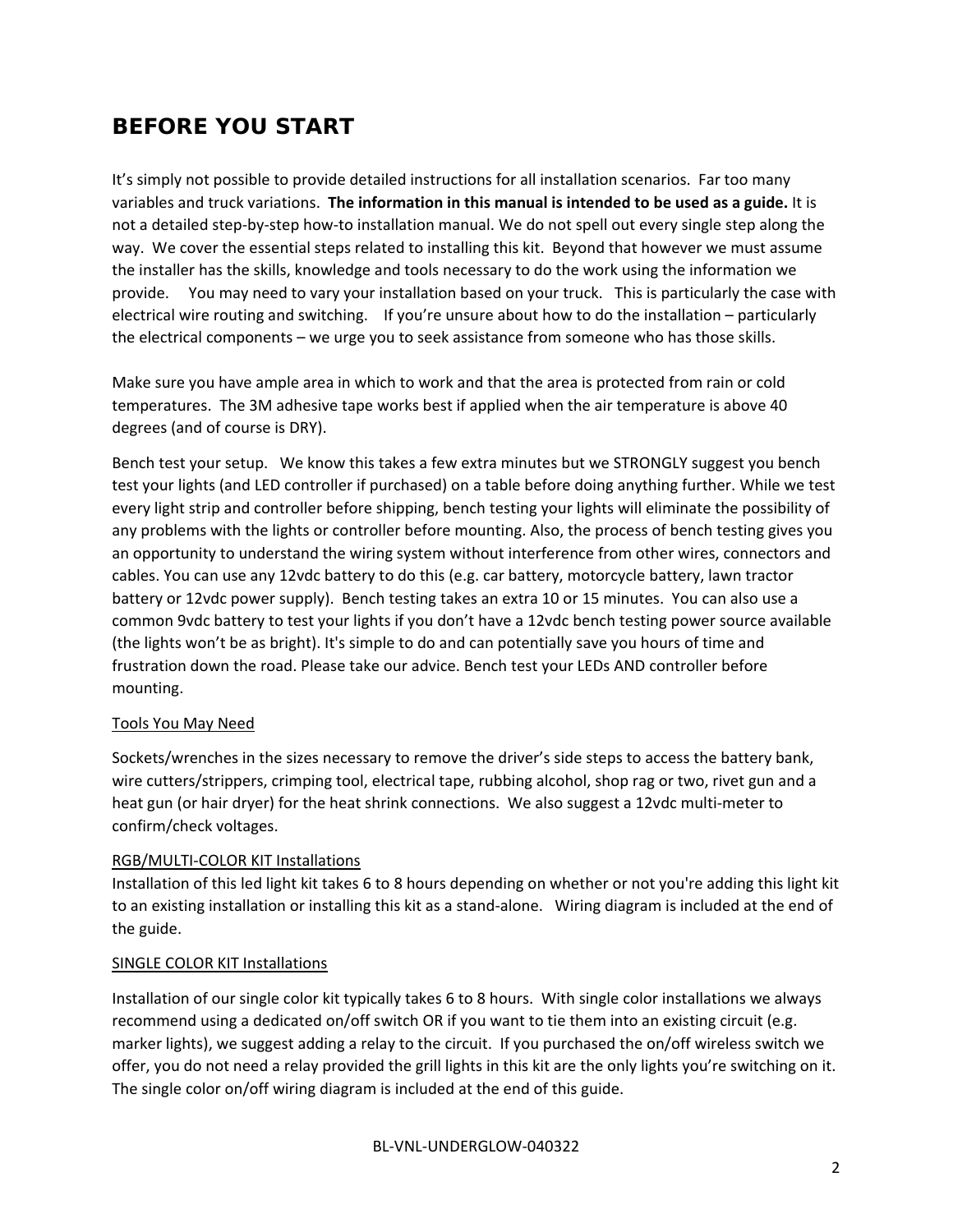# BEFORE YOU START

It's simply not possible to provide detailed instructions for all installation scenarios. Far too many variables and truck variations. **The information in this manual is intended to be used as a guide.** It is not a detailed step-by-step how-to installation manual. We do not spell out every single step along the way. We cover the essential steps related to installing this kit. Beyond that however we must assume the installer has the skills, knowledge and tools necessary to do the work using the information we provide. You may need to vary your installation based on your truck. This is particularly the case with electrical wire routing and switching. If you're unsure about how to do the installation – particularly the electrical components – we urge you to seek assistance from someone who has those skills.

Make sure you have ample area in which to work and that the area is protected from rain or cold temperatures. The 3M adhesive tape works best if applied when the air temperature is above 40 degrees (and of course is DRY).

Bench test your setup. We know this takes a few extra minutes but we STRONGLY suggest you bench test your lights (and LED controller if purchased) on a table before doing anything further. While we test every light strip and controller before shipping, bench testing your lights will eliminate the possibility of any problems with the lights or controller before mounting. Also, the process of bench testing gives you an opportunity to understand the wiring system without interference from other wires, connectors and cables. You can use any 12vdc battery to do this (e.g. car battery, motorcycle battery, lawn tractor battery or 12vdc power supply). Bench testing takes an extra 10 or 15 minutes. You can also use a common 9vdc battery to test your lights if you don't have a 12vdc bench testing power source available (the lights won't be as bright). It's simple to do and can potentially save you hours of time and frustration down the road. Please take our advice. Bench test your LEDs AND controller before mounting.

<u>Tools You May Need</u>

Sockets/wrenches in the sizes necessary to remove the driver's side steps to access the battery bank, wire cutters/strippers, crimping tool, electrical tape, rubbing alcohol, shop rag or two, rivet gun and a heat gun (or hair dryer) for the heat shrink connections. We also suggest a 12vdc multi-meter to confirm/check voltages.

<u>RGB/MULTI-COLOR KIT Installations</u>

Installation of this led light kit takes 6 to 8 hours depending on whether or not you're adding this light kit to an existing installation or installing this kit as a stand-alone. Wiring diagram is included at the end of the guide.

<u>SINGLE COLOR KIT Installations</u>

Installation of our single color kit typically takes 6 to 8 hours. With single color installations we always recommend using a dedicated on/off switch OR if you want to tie them into an existing circuit (e.g. marker lights), we suggest adding a relay to the circuit. If you purchased the on/off wireless switch we offer, you do not need a relay provided the grill lights in this kit are the only lights you're switching on it. The single color on/off wiring diagram is included at the end of this guide.

BL-VNL-UNDERGLOW-040322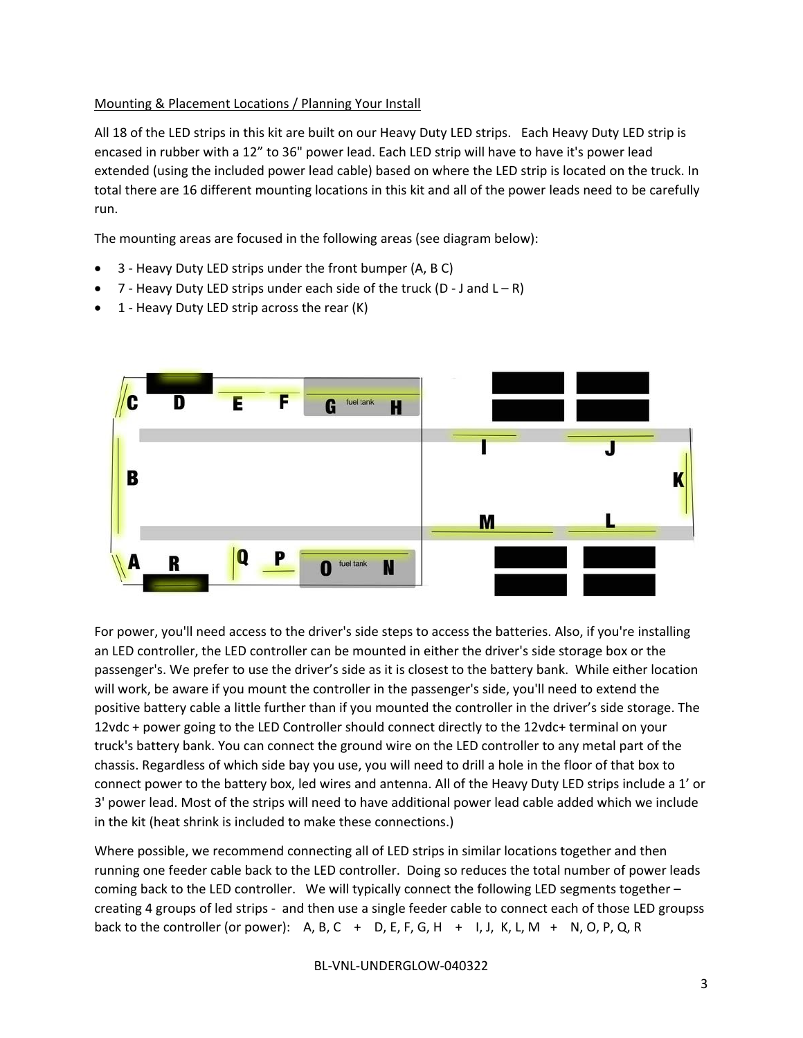Mounting & Placement Locations / Planning Your Install

All 18 of the LED strips in this kit are built on our Heavy Duty LED strips. Each Heavy Duty LED strip is encased in rubber with a 12" to 36" power lead. Each LED strip will have to have it's power lead extended (using the included power lead cable) based on where the LED strip is located on the truck. In total there are 16 different mounting locations in this kit and all of the power leads need to be carefully run.

The mounting areas are focused in the following areas (see diagram below):

- 3 - Heavy Duty LED strips under the front bumper (A, B C)
- 7 - Heavy Duty LED strips under each side of the truck (D - J and L – R)
- 1 - Heavy Duty LED strip across the rear (K)

For power, you'll need access to the driver's side steps to access the batteries. Also, if you're installing an LED controller, the LED controller can be mounted in either the driver's side storage box or the passenger's. We prefer to use the driver's side as it is closest to the battery bank. While either location will work, be aware if you mount the controller in the passenger's side, you'll need to extend the positive battery cable a little further than if you mounted the controller in the driver's side storage. The 12vdc + power going to the LED Controller should connect directly to the 12vdc+ terminal on your truck's battery bank. You can connect the ground wire on the LED controller to any metal part of the chassis. Regardless of which side bay you use, you will need to drill a hole in the floor of that box to connect power to the battery box, led wires and antenna. All of the Heavy Duty LED strips include a 1' or 3' power lead. Most of the strips will need to have additional power lead cable added which we include in the kit (heat shrink is included to make these connections.)

Where possible, we recommend connecting all of LED strips in similar locations together and then running one feeder cable back to the LED controller. Doing so reduces the total number of power leads coming back to the LED controller. We will typically connect the following LED segments together – creating 4 groups of led strips - and then use a single feeder cable to connect each of those LED groupss back to the controller (or power): A, B, C + D, E, F, G, H + I, J, K, L, M + N, O, P, Q, R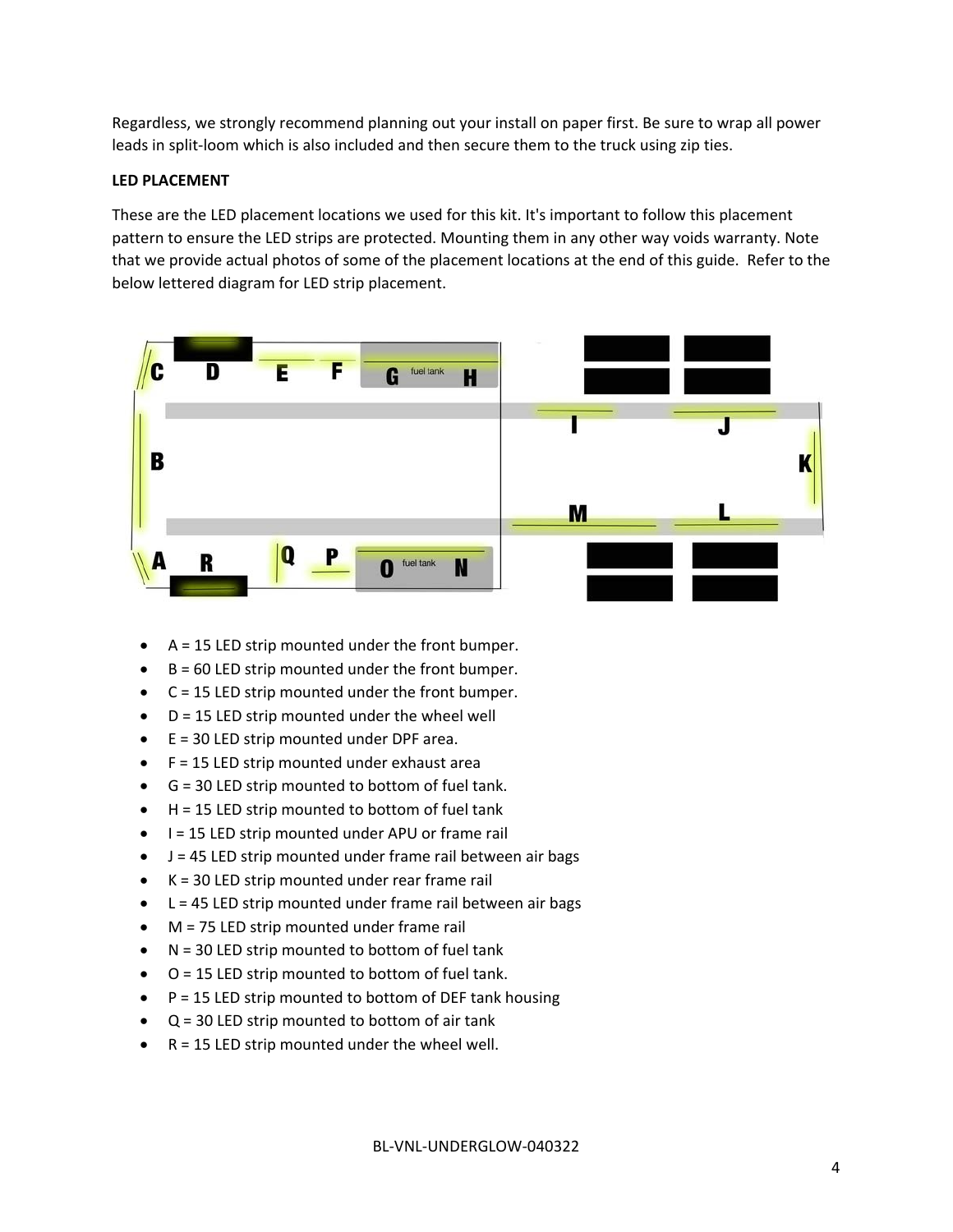Regardless, we strongly recommend planning out your install on paper first. Be sure to wrap all power leads in split-loom which is also included and then secure them to the truck using zip ties.

**LED PLACEMENT**

These are the LED placement locations we used for this kit. It's important to follow this placement pattern to ensure the LED strips are protected. Mounting them in any other way voids warranty. Note that we provide actual photos of some of the placement locations at the end of this guide. Refer to the below lettered diagram for LED strip placement.

- A = 15 LED strip mounted under the front bumper.
- B = 60 LED strip mounted under the front bumper.
- C = 15 LED strip mounted under the front bumper.
- D = 15 LED strip mounted under the wheel well
- E = 30 LED strip mounted under DPF area.
- F = 15 LED strip mounted under exhaust area
- G = 30 LED strip mounted to bottom of fuel tank.
- H = 15 LED strip mounted to bottom of fuel tank
- I = 15 LED strip mounted under APU or frame rail
- J = 45 LED strip mounted under frame rail between air bags
- K = 30 LED strip mounted under rear frame rail
- L = 45 LED strip mounted under frame rail between air bags
- M = 75 LED strip mounted under frame rail
- N = 30 LED strip mounted to bottom of fuel tank
- O = 15 LED strip mounted to bottom of fuel tank.
- P = 15 LED strip mounted to bottom of DEF tank housing
- Q = 30 LED strip mounted to bottom of air tank
- R = 15 LED strip mounted under the wheel well.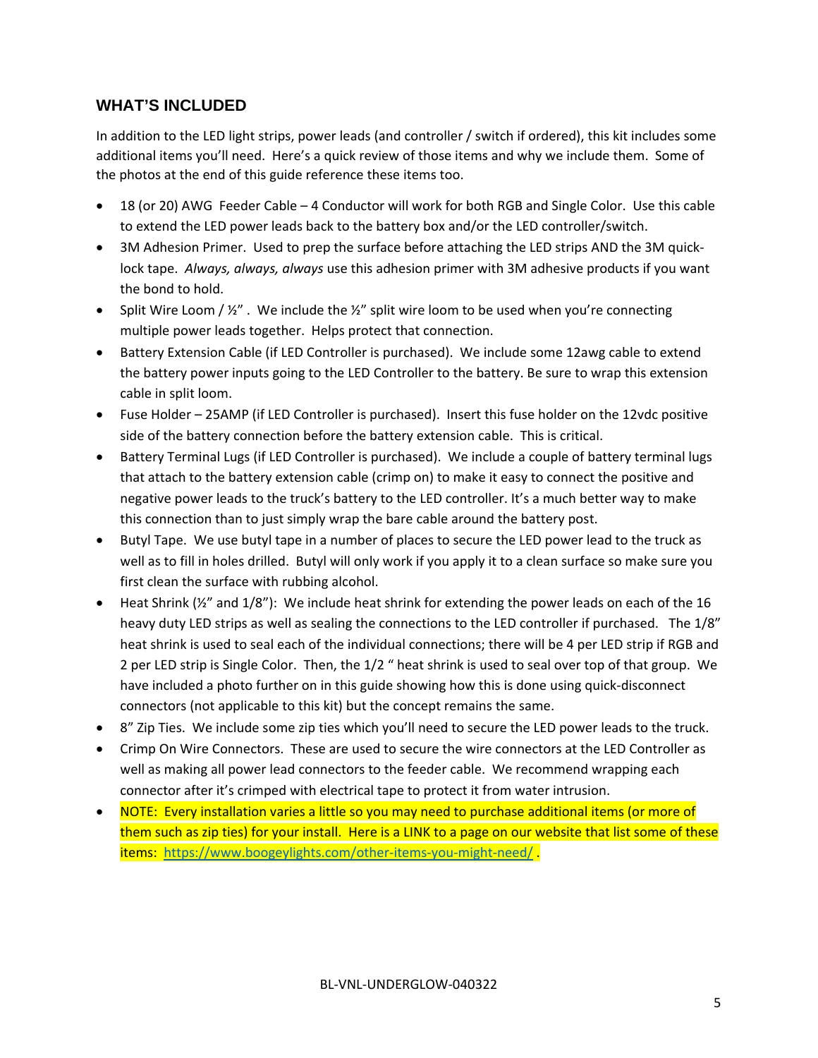## WHAT'S INCLUDED

In addition to the LED light strips, power leads (and controller / switch if ordered), this kit includes some additional items you'll need. Here's a quick review of those items and why we include them. Some of the photos at the end of this guide reference these items too.

- 18 (or 20) AWG Feeder Cable – 4 Conductor will work for both RGB and Single Color. Use this cable to extend the LED power leads back to the battery box and/or the LED controller/switch.
- 3M Adhesion Primer. Used to prep the surface before attaching the LED strips AND the 3M quick-lock tape. *Always, always, always* use this adhesion primer with 3M adhesive products if you want the bond to hold.
- Split Wire Loom / ½" . We include the ½" split wire loom to be used when you're connecting multiple power leads together. Helps protect that connection.
- Battery Extension Cable (if LED Controller is purchased). We include some 12awg cable to extend the battery power inputs going to the LED Controller to the battery. Be sure to wrap this extension cable in split loom.
- Fuse Holder – 25AMP (if LED Controller is purchased). Insert this fuse holder on the 12vdc positive side of the battery connection before the battery extension cable. This is critical.
- Battery Terminal Lugs (if LED Controller is purchased). We include a couple of battery terminal lugs that attach to the battery extension cable (crimp on) to make it easy to connect the positive and negative power leads to the truck's battery to the LED controller. It's a much better way to make this connection than to just simply wrap the bare cable around the battery post.
- Butyl Tape. We use butyl tape in a number of places to secure the LED power lead to the truck as well as to fill in holes drilled. Butyl will only work if you apply it to a clean surface so make sure you first clean the surface with rubbing alcohol.
- Heat Shrink (½" and 1/8"): We include heat shrink for extending the power leads on each of the 16 heavy duty LED strips as well as sealing the connections to the LED controller if purchased. The 1/8" heat shrink is used to seal each of the individual connections; there will be 4 per LED strip if RGB and 2 per LED strip is Single Color. Then, the 1/2 " heat shrink is used to seal over top of that group. We have included a photo further on in this guide showing how this is done using quick-disconnect connectors (not applicable to this kit) but the concept remains the same.
- 8" Zip Ties. We include some zip ties which you'll need to secure the LED power leads to the truck.
- Crimp On Wire Connectors. These are used to secure the wire connectors at the LED Controller as well as making all power lead connectors to the feeder cable. We recommend wrapping each connector after it's crimped with electrical tape to protect it from water intrusion.
- NOTE: Every installation varies a little so you may need to purchase additional items (or more of them such as zip ties) for your install. Here is a LINK to a page on our website that list some of these items: [https://www.boogeylights.com/other-items-you-might-need/](https://www.boogeylights.com/other-items-you-might-need/) .

BL-VNL-UNDERGLOW-040322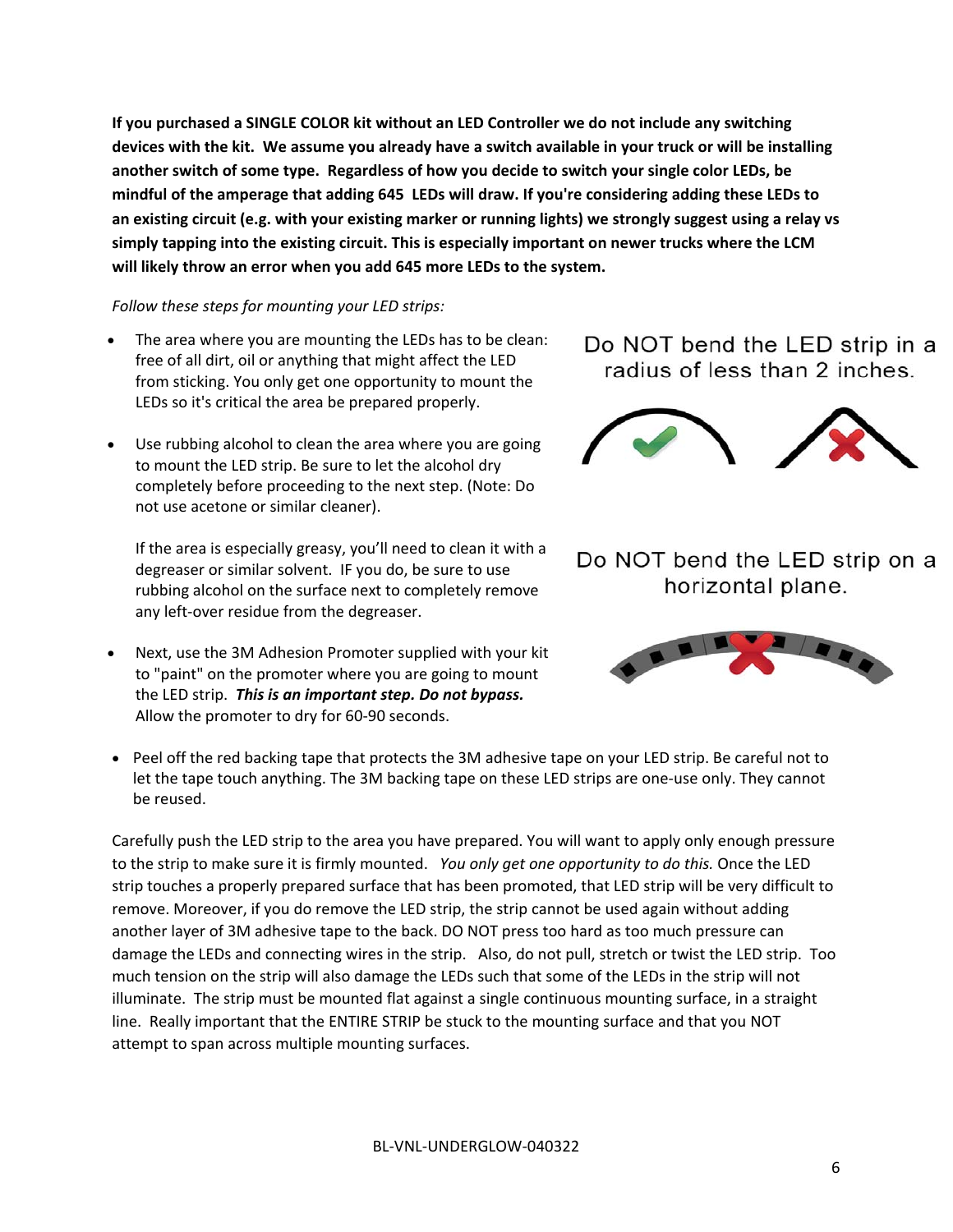**If you purchased a SINGLE COLOR kit without an LED Controller we do not include any switching devices with the kit. We assume you already have a switch available in your truck or will be installing another switch of some type. Regardless of how you decide to switch your single color LEDs, be mindful of the amperage that adding 645 LEDs will draw. If you're considering adding these LEDs to an existing circuit (e.g. with your existing marker or running lights) we strongly suggest using a relay vs simply tapping into the existing circuit. This is especially important on newer trucks where the LCM will likely throw an error when you add 645 more LEDs to the system.**

*Follow these steps for mounting your LED strips:*

- The area where you are mounting the LEDs has to be clean: free of all dirt, oil or anything that might affect the LED from sticking. You only get one opportunity to mount the LEDs so it's critical the area be prepared properly.
- Use rubbing alcohol to clean the area where you are going to mount the LED strip. Be sure to let the alcohol dry completely before proceeding to the next step. (Note: Do not use acetone or similar cleaner).

  If the area is especially greasy, you'll need to clean it with a degreaser or similar solvent. IF you do, be sure to use rubbing alcohol on the surface next to completely remove any left-over residue from the degreaser.
- Next, use the 3M Adhesion Promoter supplied with your kit to "paint" on the promoter where you are going to mount the LED strip. ***This is an important step. Do not bypass.*** Allow the promoter to dry for 60-90 seconds.

Do NOT bend the LED strip in a radius of less than 2 inches.

Do NOT bend the LED strip on a horizontal plane.

- Peel off the red backing tape that protects the 3M adhesive tape on your LED strip. Be careful not to let the tape touch anything. The 3M backing tape on these LED strips are one-use only. They cannot be reused.

Carefully push the LED strip to the area you have prepared. You will want to apply only enough pressure to the strip to make sure it is firmly mounted. *You only get one opportunity to do this.* Once the LED strip touches a properly prepared surface that has been promoted, that LED strip will be very difficult to remove. Moreover, if you do remove the LED strip, the strip cannot be used again without adding another layer of 3M adhesive tape to the back. DO NOT press too hard as too much pressure can damage the LEDs and connecting wires in the strip. Also, do not pull, stretch or twist the LED strip. Too much tension on the strip will also damage the LEDs such that some of the LEDs in the strip will not illuminate. The strip must be mounted flat against a single continuous mounting surface, in a straight line. Really important that the ENTIRE STRIP be stuck to the mounting surface and that you NOT attempt to span across multiple mounting surfaces.

BL-VNL-UNDERGLOW-040322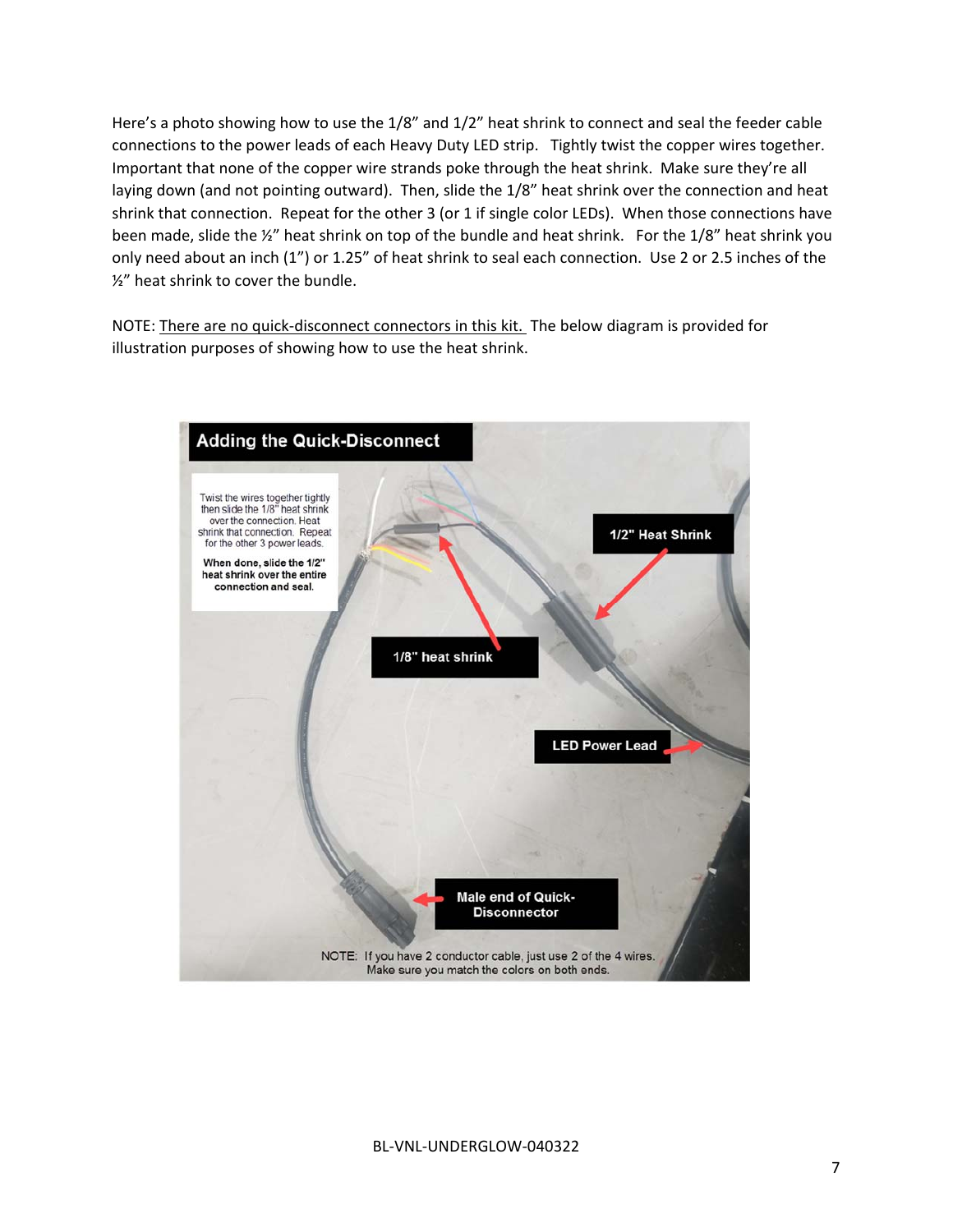Here's a photo showing how to use the 1/8" and 1/2" heat shrink to connect and seal the feeder cable connections to the power leads of each Heavy Duty LED strip. Tightly twist the copper wires together. Important that none of the copper wire strands poke through the heat shrink. Make sure they're all laying down (and not pointing outward). Then, slide the 1/8" heat shrink over the connection and heat shrink that connection. Repeat for the other 3 (or 1 if single color LEDs). When those connections have been made, slide the ½" heat shrink on top of the bundle and heat shrink. For the 1/8" heat shrink you only need about an inch (1") or 1.25" of heat shrink to seal each connection. Use 2 or 2.5 inches of the ½" heat shrink to cover the bundle.

NOTE: <u>There are no quick-disconnect connectors in this kit.</u> The below diagram is provided for illustration purposes of showing how to use the heat shrink.

**Adding the Quick-Disconnect**

Twist the wires together tightly then slide the 1/8" heat shrink over the connection. Heat shrink that connection. Repeat for the other 3 power leads.

**When done, slide the 1/2" heat shrink over the entire connection and seal.**

1/2" Heat Shrink

1/8" heat shrink

LED Power Lead

Male end of Quick-Disconnector

NOTE: If you have 2 conductor cable, just use 2 of the 4 wires. Make sure you match the colors on both ends.

BL-VNL-UNDERGLOW-040322